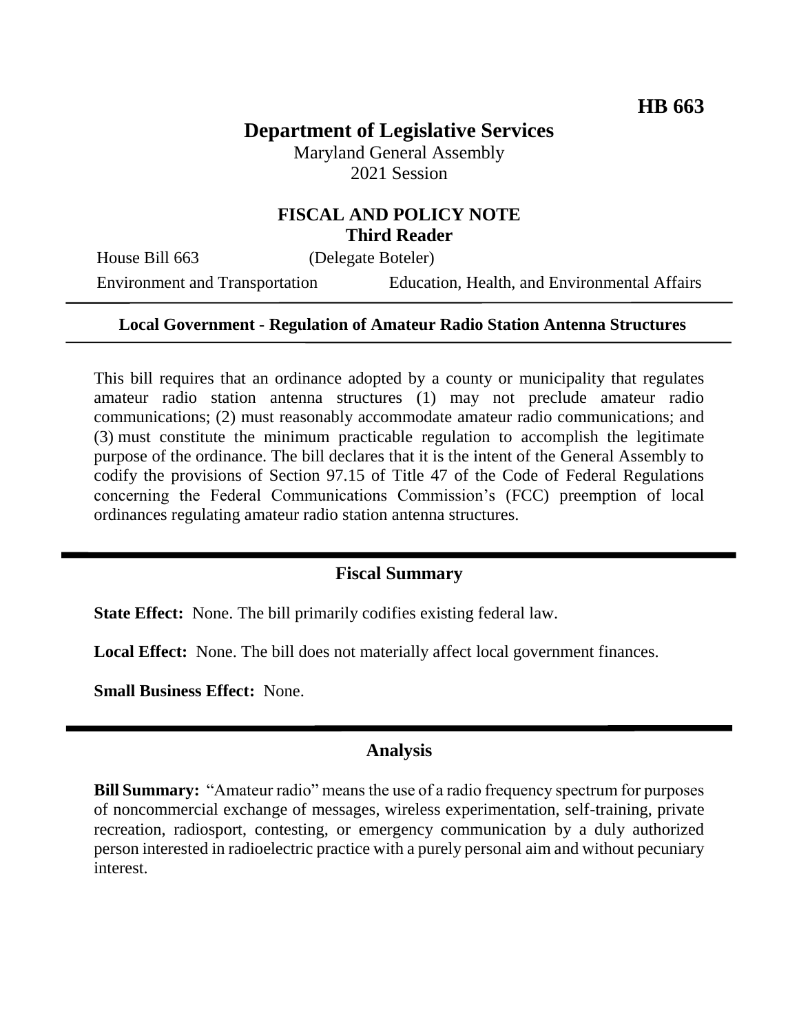**HB 663**

# Department of Legislative Services

Maryland General Assembly
2021 Session

## FISCAL AND POLICY NOTE
**Third Reader**

House Bill 663 (Delegate Boteler)

Environment and Transportation Education, Health, and Environmental Affairs

---

**Local Government - Regulation of Amateur Radio Station Antenna Structures**

---

This bill requires that an ordinance adopted by a county or municipality that regulates amateur radio station antenna structures (1) may not preclude amateur radio communications; (2) must reasonably accommodate amateur radio communications; and (3) must constitute the minimum practicable regulation to accomplish the legitimate purpose of the ordinance. The bill declares that it is the intent of the General Assembly to codify the provisions of Section 97.15 of Title 47 of the Code of Federal Regulations concerning the Federal Communications Commission's (FCC) preemption of local ordinances regulating amateur radio station antenna structures.

---

## Fiscal Summary

**State Effect:** None. The bill primarily codifies existing federal law.

**Local Effect:** None. The bill does not materially affect local government finances.

**Small Business Effect:** None.

---

## Analysis

**Bill Summary:** "Amateur radio" means the use of a radio frequency spectrum for purposes of noncommercial exchange of messages, wireless experimentation, self-training, private recreation, radiosport, contesting, or emergency communication by a duly authorized person interested in radioelectric practice with a purely personal aim and without pecuniary interest.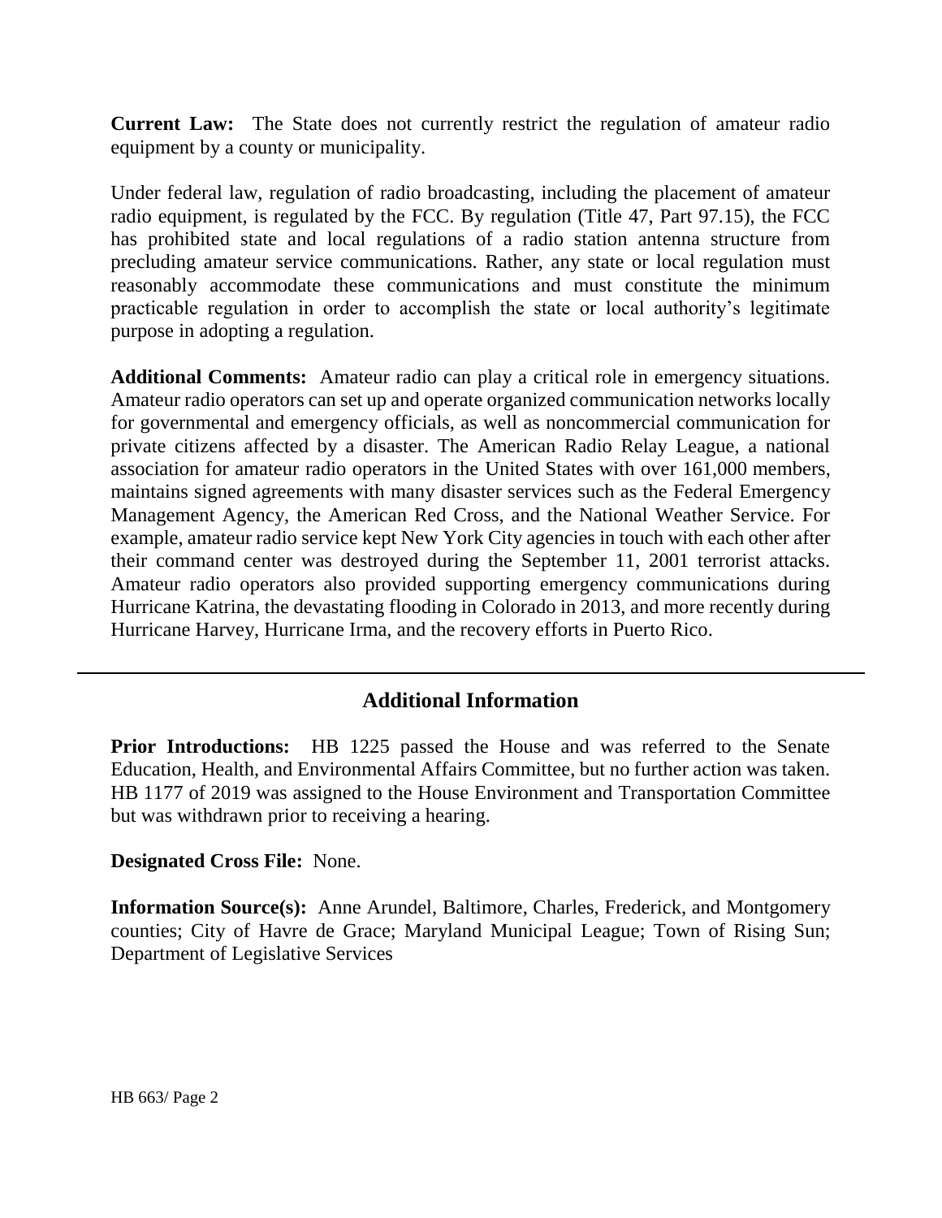**Current Law:** The State does not currently restrict the regulation of amateur radio equipment by a county or municipality.

Under federal law, regulation of radio broadcasting, including the placement of amateur radio equipment, is regulated by the FCC. By regulation (Title 47, Part 97.15), the FCC has prohibited state and local regulations of a radio station antenna structure from precluding amateur service communications. Rather, any state or local regulation must reasonably accommodate these communications and must constitute the minimum practicable regulation in order to accomplish the state or local authority's legitimate purpose in adopting a regulation.

**Additional Comments:** Amateur radio can play a critical role in emergency situations. Amateur radio operators can set up and operate organized communication networks locally for governmental and emergency officials, as well as noncommercial communication for private citizens affected by a disaster. The American Radio Relay League, a national association for amateur radio operators in the United States with over 161,000 members, maintains signed agreements with many disaster services such as the Federal Emergency Management Agency, the American Red Cross, and the National Weather Service. For example, amateur radio service kept New York City agencies in touch with each other after their command center was destroyed during the September 11, 2001 terrorist attacks. Amateur radio operators also provided supporting emergency communications during Hurricane Katrina, the devastating flooding in Colorado in 2013, and more recently during Hurricane Harvey, Hurricane Irma, and the recovery efforts in Puerto Rico.

---

## Additional Information

**Prior Introductions:** HB 1225 passed the House and was referred to the Senate Education, Health, and Environmental Affairs Committee, but no further action was taken. HB 1177 of 2019 was assigned to the House Environment and Transportation Committee but was withdrawn prior to receiving a hearing.

**Designated Cross File:** None.

**Information Source(s):** Anne Arundel, Baltimore, Charles, Frederick, and Montgomery counties; City of Havre de Grace; Maryland Municipal League; Town of Rising Sun; Department of Legislative Services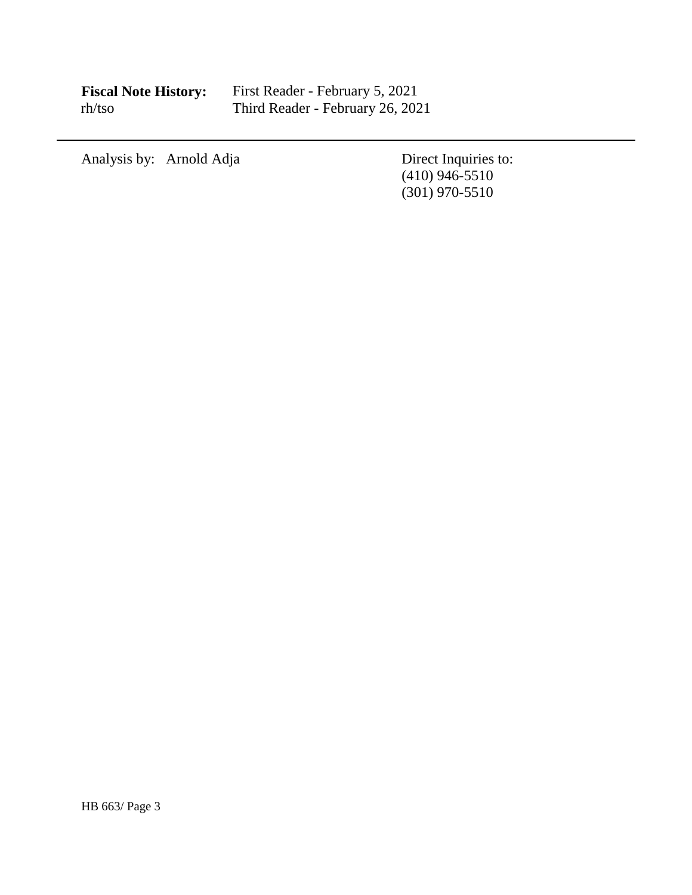**Fiscal Note History:** First Reader - February 5, 2021
rh/tso Third Reader - February 26, 2021

---

Analysis by: Arnold Adja

Direct Inquiries to:
(410) 946-5510
(301) 970-5510